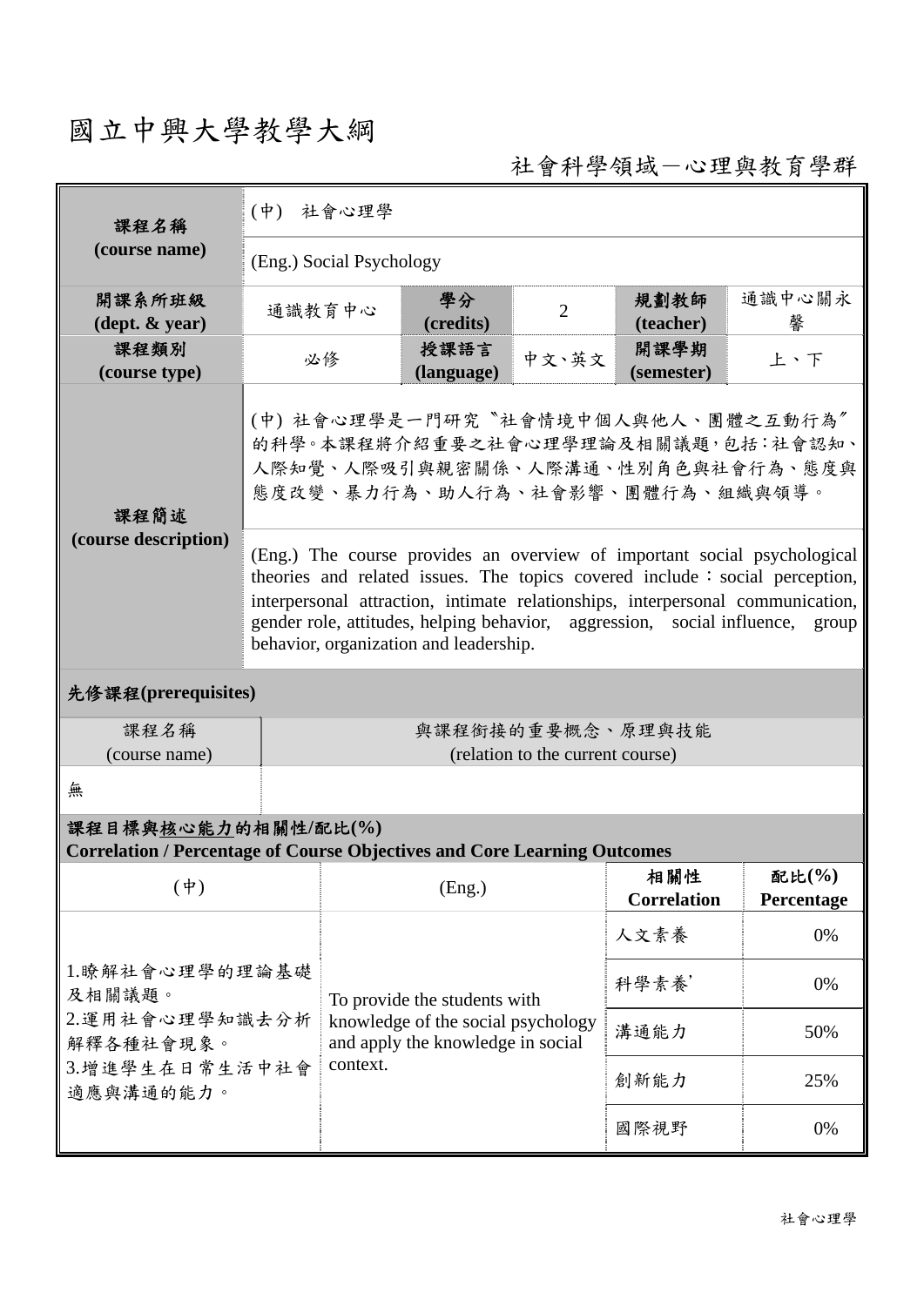# 國立中興大學教學大綱

社會科學領域－心理與教育學群

| 課程名稱 (course name) | (中) 社會心理學 | | | | |
|---|---|---|---|---|---|
| | (Eng.) Social Psychology | | | | |
| 開課系所班級 (dept. & year) | 通識教育中心 | 學分 (credits) | 2 | 規劃教師 (teacher) | 通識中心關永馨 |
| 課程類別 (course type) | 必修 | 授課語言 (language) | 中文、英文 | 開課學期 (semester) | 上、下 |
| 課程簡述 (course description) | (中) 社會心理學是一門研究〝社會情境中個人與他人、團體之互動行為〞的科學。本課程將介紹重要之社會心理學理論及相關議題，包括：社會認知、人際知覺、人際吸引與親密關係、人際溝通、性別角色與社會行為、態度與態度改變、暴力行為、助人行為、社會影響、團體行為、組織與領導。 | | | | |
| | (Eng.) The course provides an overview of important social psychological theories and related issues. The topics covered include：social perception, interpersonal attraction, intimate relationships, interpersonal communication, gender role, attitudes, helping behavior, aggression, social influence, group behavior, organization and leadership. | | | | |

**先修課程(prerequisites)**

| 課程名稱 (course name) | 與課程銜接的重要概念、原理與技能 (relation to the current course) |
|---|---|
| 無 | |

**課程目標與核心能力的相關性/配比(%)**
**Correlation / Percentage of Course Objectives and Core Learning Outcomes**

| (中) | (Eng.) | 相關性 Correlation | 配比(%) Percentage |
|---|---|---|---|
| 1.瞭解社會心理學的理論基礎及相關議題。<br>2.運用社會心理學知識去分析解釋各種社會現象。<br>3.增進學生在日常生活中社會適應與溝通的能力。 | To provide the students with knowledge of the social psychology and apply the knowledge in social context. | 人文素養 | 0% |
| | | 科學素養 | 0% |
| | | 溝通能力 | 50% |
| | | 創新能力 | 25% |
| | | 國際視野 | 0% |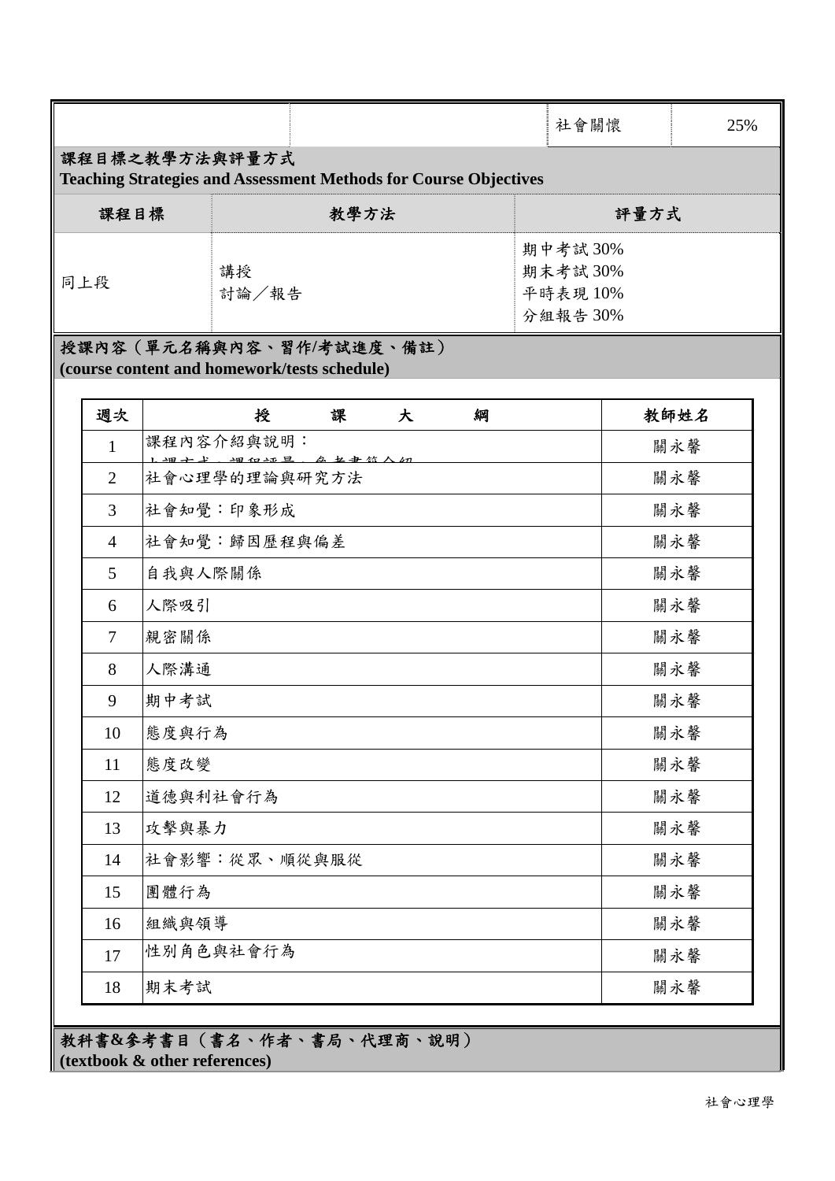| | | 社會關懷 | 25% |
|---|---|---|---|

## 課程目標之教學方法與評量方式
**Teaching Strategies and Assessment Methods for Course Objectives**

| 課程目標 | 教學方法 | 評量方式 |
|---|---|---|
| 同上段 | 講授<br>討論／報告 | 期中考試 30%<br>期末考試 30%<br>平時表現 10%<br>分組報告 30% |

## 授課內容（單元名稱與內容、習作/考試進度、備註）
**(course content and homework/tests schedule)**

| 週次 | 授　課　大　綱 | 教師姓名 |
|---|---|---|
| 1 | 課程內容介紹與說明：<br>上課方式、課程評量、參考書籍介紹 | 關永馨 |
| 2 | 社會心理學的理論與研究方法 | 關永馨 |
| 3 | 社會知覺：印象形成 | 關永馨 |
| 4 | 社會知覺：歸因歷程與偏差 | 關永馨 |
| 5 | 自我與人際關係 | 關永馨 |
| 6 | 人際吸引 | 關永馨 |
| 7 | 親密關係 | 關永馨 |
| 8 | 人際溝通 | 關永馨 |
| 9 | 期中考試 | 關永馨 |
| 10 | 態度與行為 | 關永馨 |
| 11 | 態度改變 | 關永馨 |
| 12 | 道德與利社會行為 | 關永馨 |
| 13 | 攻擊與暴力 | 關永馨 |
| 14 | 社會影響：從眾、順從與服從 | 關永馨 |
| 15 | 團體行為 | 關永馨 |
| 16 | 組織與領導 | 關永馨 |
| 17 | 性別角色與社會行為 | 關永馨 |
| 18 | 期末考試 | 關永馨 |

## 教科書&參考書目（書名、作者、書局、代理商、說明）
**(textbook & other references)**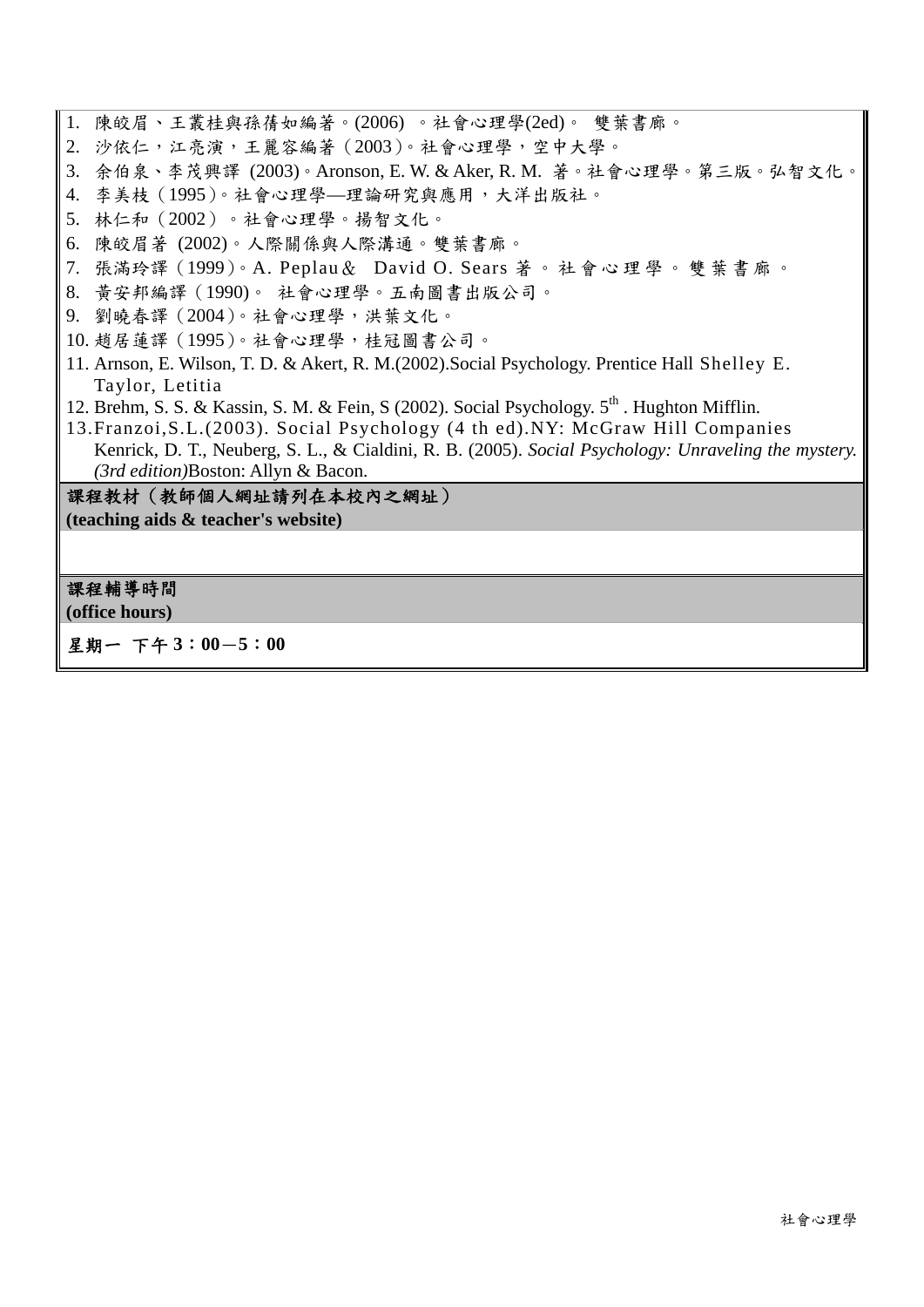1. 陳皎眉、王叢桂與孫倩如編著。(2006) 。社會心理學(2ed)。 雙葉書廊。
2. 沙依仁，江亮演，王麗容編著（2003）。社會心理學，空中大學。
3. 余伯泉、李茂興譯 (2003)。Aronson, E. W. & Aker, R. M. 著。社會心理學。第三版。弘智文化。
4. 李美枝（1995）。社會心理學—理論研究與應用，大洋出版社。
5. 林仁和（2002）。社會心理學。揚智文化。
6. 陳皎眉著 (2002)。人際關係與人際溝通。雙葉書廊。
7. 張滿玲譯（1999）。A. Peplau＆ David O. Sears 著。社會心理學。雙葉書廊。
8. 黃安邦編譯（1990)。 社會心理學。五南圖書出版公司。
9. 劉曉春譯（2004）。社會心理學，洪葉文化。
10. 趙居蓮譯（1995）。社會心理學，桂冠圖書公司。
11. Arnson, E. Wilson, T. D. & Akert, R. M.(2002).Social Psychology. Prentice Hall Shelley E. Taylor, Letitia
12. Brehm, S. S. & Kassin, S. M. & Fein, S (2002). Social Psychology. $5^{th}$ . Hughton Mifflin.
13. Franzoi,S.L.(2003). Social Psychology (4 th ed).NY: McGraw Hill Companies
    Kenrick, D. T., Neuberg, S. L., & Cialdini, R. B. (2005). *Social Psychology: Unraveling the mystery. (3rd edition)*Boston: Allyn & Bacon.

**課程教材（教師個人網址請列在本校內之網址）**
**(teaching aids & teacher's website)**

**課程輔導時間**
**(office hours)**

**星期一 下午 3：00－5：00**